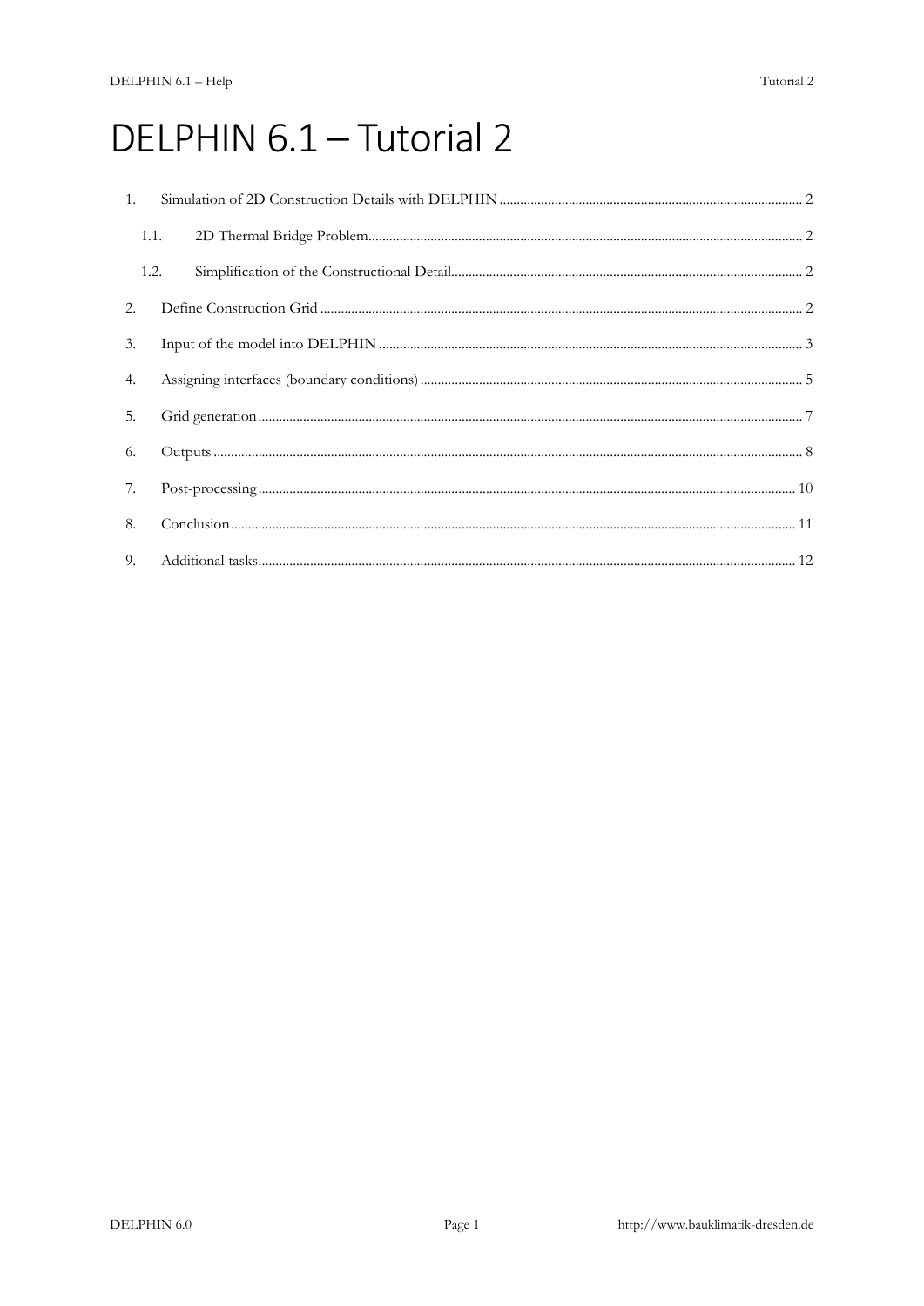# DELPHIN 6.1 – Tutorial 2

1. Simulation of 2D Construction Details with DELPHIN ........ 2
   - 1.1. 2D Thermal Bridge Problem ........ 2
   - 1.2. Simplification of the Constructional Detail ........ 2
2. Define Construction Grid ........ 2
3. Input of the model into DELPHIN ........ 3
4. Assigning interfaces (boundary conditions) ........ 5
5. Grid generation ........ 7
6. Outputs ........ 8
7. Post-processing ........ 10
8. Conclusion ........ 11
9. Additional tasks ........ 12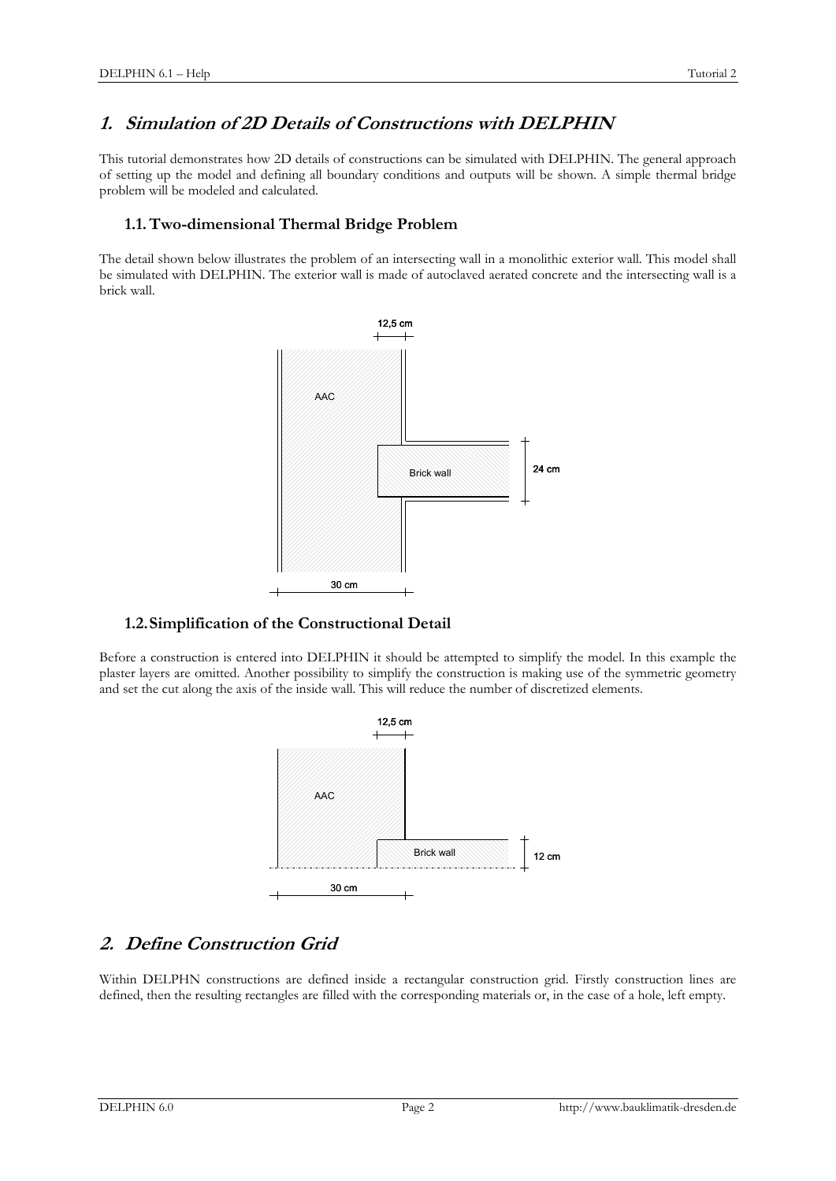# *1. Simulation of 2D Details of Constructions with DELPHIN*

This tutorial demonstrates how 2D details of constructions can be simulated with DELPHIN. The general approach of setting up the model and defining all boundary conditions and outputs will be shown. A simple thermal bridge problem will be modeled and calculated.

## 1.1. Two-dimensional Thermal Bridge Problem

The detail shown below illustrates the problem of an intersecting wall in a monolithic exterior wall. This model shall be simulated with DELPHIN. The exterior wall is made of autoclaved aerated concrete and the intersecting wall is a brick wall.

12,5 cm

AAC

Brick wall

24 cm

30 cm

## 1.2. Simplification of the Constructional Detail

Before a construction is entered into DELPHIN it should be attempted to simplify the model. In this example the plaster layers are omitted. Another possibility to simplify the construction is making use of the symmetric geometry and set the cut along the axis of the inside wall. This will reduce the number of discretized elements.

12,5 cm

AAC

Brick wall

12 cm

30 cm

# *2. Define Construction Grid*

Within DELPHN constructions are defined inside a rectangular construction grid. Firstly construction lines are defined, then the resulting rectangles are filled with the corresponding materials or, in the case of a hole, left empty.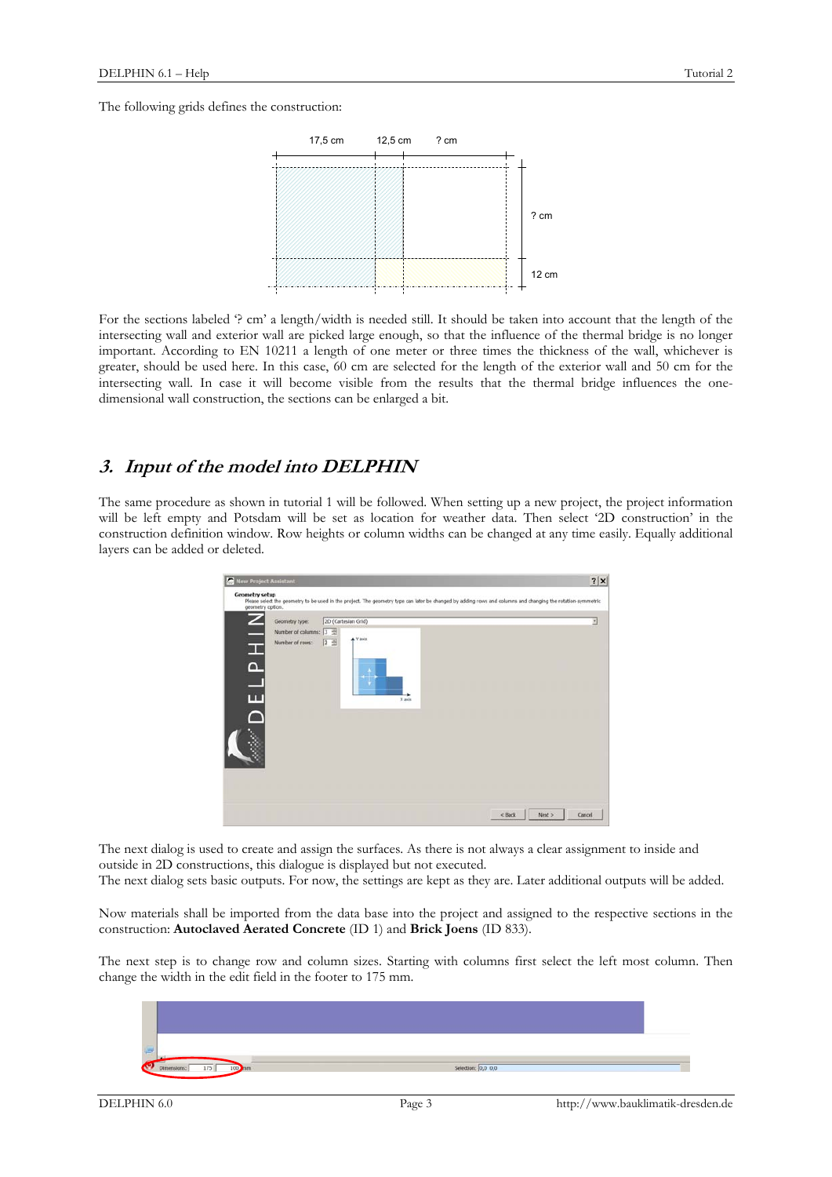The following grids defines the construction:

For the sections labeled '? cm' a length/width is needed still. It should be taken into account that the length of the intersecting wall and exterior wall are picked large enough, so that the influence of the thermal bridge is no longer important. According to EN 10211 a length of one meter or three times the thickness of the wall, whichever is greater, should be used here. In this case, 60 cm are selected for the length of the exterior wall and 50 cm for the intersecting wall. In case it will become visible from the results that the thermal bridge influences the one-dimensional wall construction, the sections can be enlarged a bit.

## 3. *Input of the model into DELPHIN*

The same procedure as shown in tutorial 1 will be followed. When setting up a new project, the project information will be left empty and Potsdam will be set as location for weather data. Then select '2D construction' in the construction definition window. Row heights or column widths can be changed at any time easily. Equally additional layers can be added or deleted.

The next dialog is used to create and assign the surfaces. As there is not always a clear assignment to inside and outside in 2D constructions, this dialogue is displayed but not executed.
The next dialog sets basic outputs. For now, the settings are kept as they are. Later additional outputs will be added.

Now materials shall be imported from the data base into the project and assigned to the respective sections in the construction: **Autoclaved Aerated Concrete** (ID 1) and **Brick Joens** (ID 833).

The next step is to change row and column sizes. Starting with columns first select the left most column. Then change the width in the edit field in the footer to 175 mm.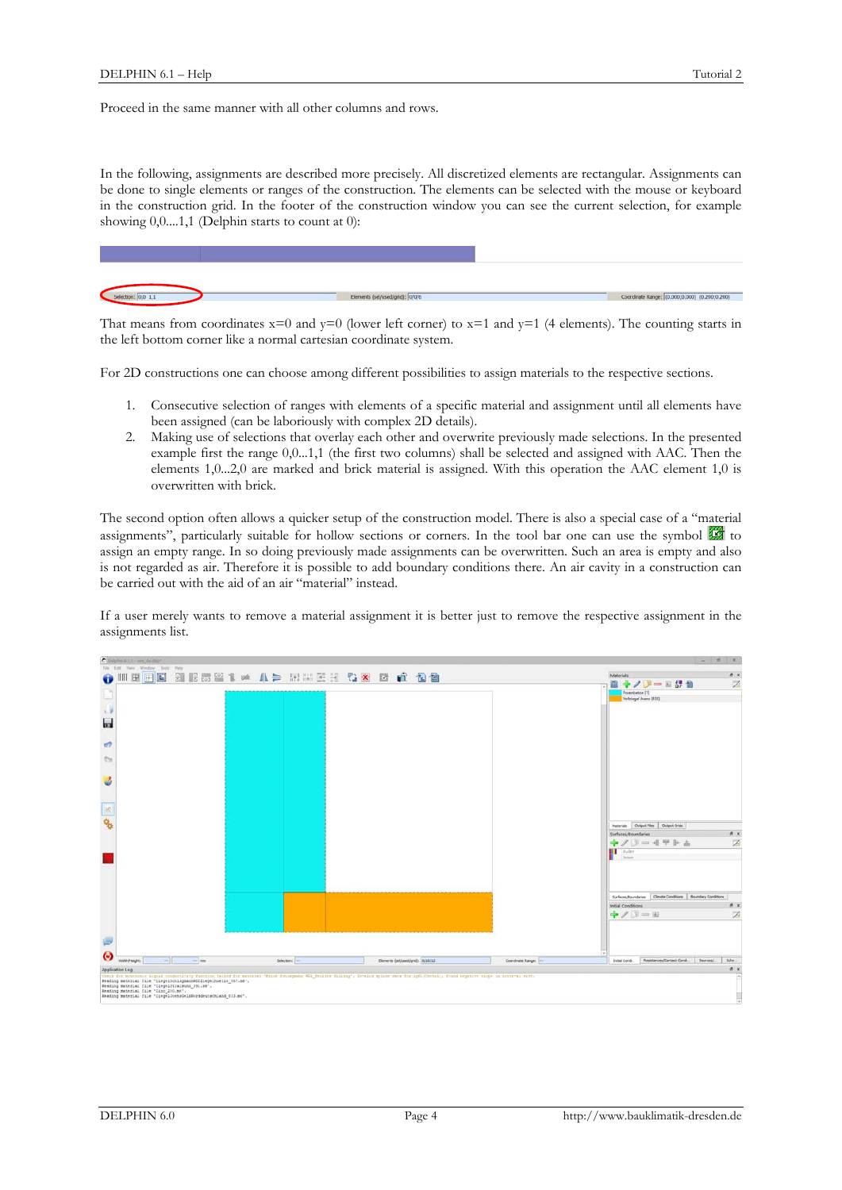Proceed in the same manner with all other columns and rows.

In the following, assignments are described more precisely. All discretized elements are rectangular. Assignments can be done to single elements or ranges of the construction. The elements can be selected with the mouse or keyboard in the construction grid. In the footer of the construction window you can see the current selection, for example showing 0,0....1,1 (Delphin starts to count at 0):

That means from coordinates x=0 and y=0 (lower left corner) to x=1 and y=1 (4 elements). The counting starts in the left bottom corner like a normal cartesian coordinate system.

For 2D constructions one can choose among different possibilities to assign materials to the respective sections.

1. Consecutive selection of ranges with elements of a specific material and assignment until all elements have been assigned (can be laboriously with complex 2D details).
2. Making use of selections that overlay each other and overwrite previously made selections. In the presented example first the range 0,0...1,1 (the first two columns) shall be selected and assigned with AAC. Then the elements 1,0...2,0 are marked and brick material is assigned. With this operation the AAC element 1,0 is overwritten with brick.

The second option often allows a quicker setup of the construction model. There is also a special case of a "material assignments", particularly suitable for hollow sections or corners. In the tool bar one can use the symbol to assign an empty range. In so doing previously made assignments can be overwritten. Such an area is empty and also is not regarded as air. Therefore it is possible to add boundary conditions there. An air cavity in a construction can be carried out with the aid of an air "material" instead.

If a user merely wants to remove a material assignment it is better just to remove the respective assignment in the assignments list.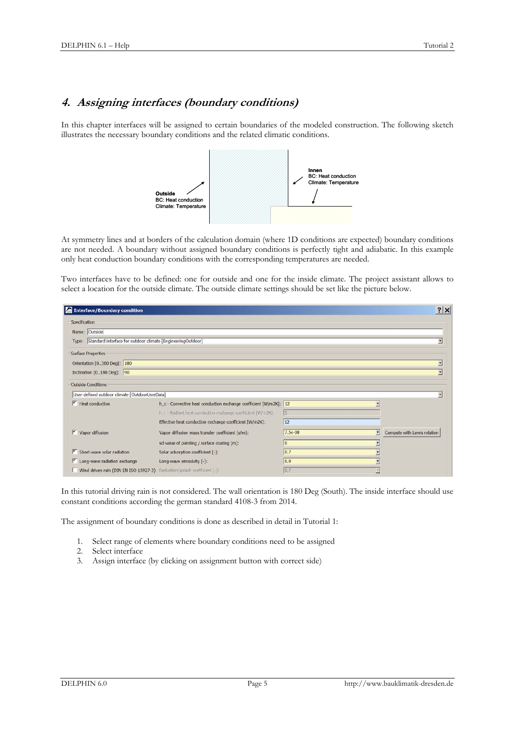## 4. Assigning interfaces (boundary conditions)

In this chapter interfaces will be assigned to certain boundaries of the modeled construction. The following sketch illustrates the necessary boundary conditions and the related climatic conditions.

**Outside**
BC: Heat conduction
Climate: Temperature

**Innen**
BC: Heat conduction
Climate: Temperature

At symmetry lines and at borders of the calculation domain (where 1D conditions are expected) boundary conditions are not needed. A boundary without assigned boundary conditions is perfectly tight and adiabatic. In this example only heat conduction boundary conditions with the corresponding temperatures are needed.

Two interfaces have to be defined: one for outside and one for the inside climate. The project assistant allows to select a location for the outside climate. The outside climate settings should be set like the picture below.

**Interface/Boundary condition**

Specification
- Name: Outside
- Type: Standard interface for outdoor climate [EngineeringOutdoor]

Surface Properties
- Orientation [0..360 Deg]: 180
- Inclination [0..180 Deg]: 90

Outside Conditions
- User-defined outdoor climate [OutdoorUserData]

| | | | |
|---|---|---|---|
| ☑ Heat conduction | h_c - Convective heat conduction exchange coefficient [W/m2K]: | 12 | |
| | h_r - Radiant heat conduction exchange coefficient [W/m2K]: | 5 | |
| | Effective heat conduction exchange coefficient [W/m2K]: | 12 | |
| ☑ Vapor diffusion | Vapor diffusion mass transfer coefficient [s/m]: | 7.5e-08 | Compute with Lewis relation |
| | sd-value of painting / surface coating [m]: | 0 | |
| ☑ Short-wave solar radiation | Solar adsorption coefficient [-]: | 0.7 | |
| ☑ Long-wave radiation exchange | Long-wave emissivity [-]: | 0.9 | |
| ☐ Wind driven rain (DIN EN ISO 15927-3) | Reduction/splash coefficient [-]: | 0.7 | |

In this tutorial driving rain is not considered. The wall orientation is 180 Deg (South). The inside interface should use constant conditions according the german standard 4108-3 from 2014.

The assignment of boundary conditions is done as described in detail in Tutorial 1:

1. Select range of elements where boundary conditions need to be assigned
2. Select interface
3. Assign interface (by clicking on assignment button with correct side)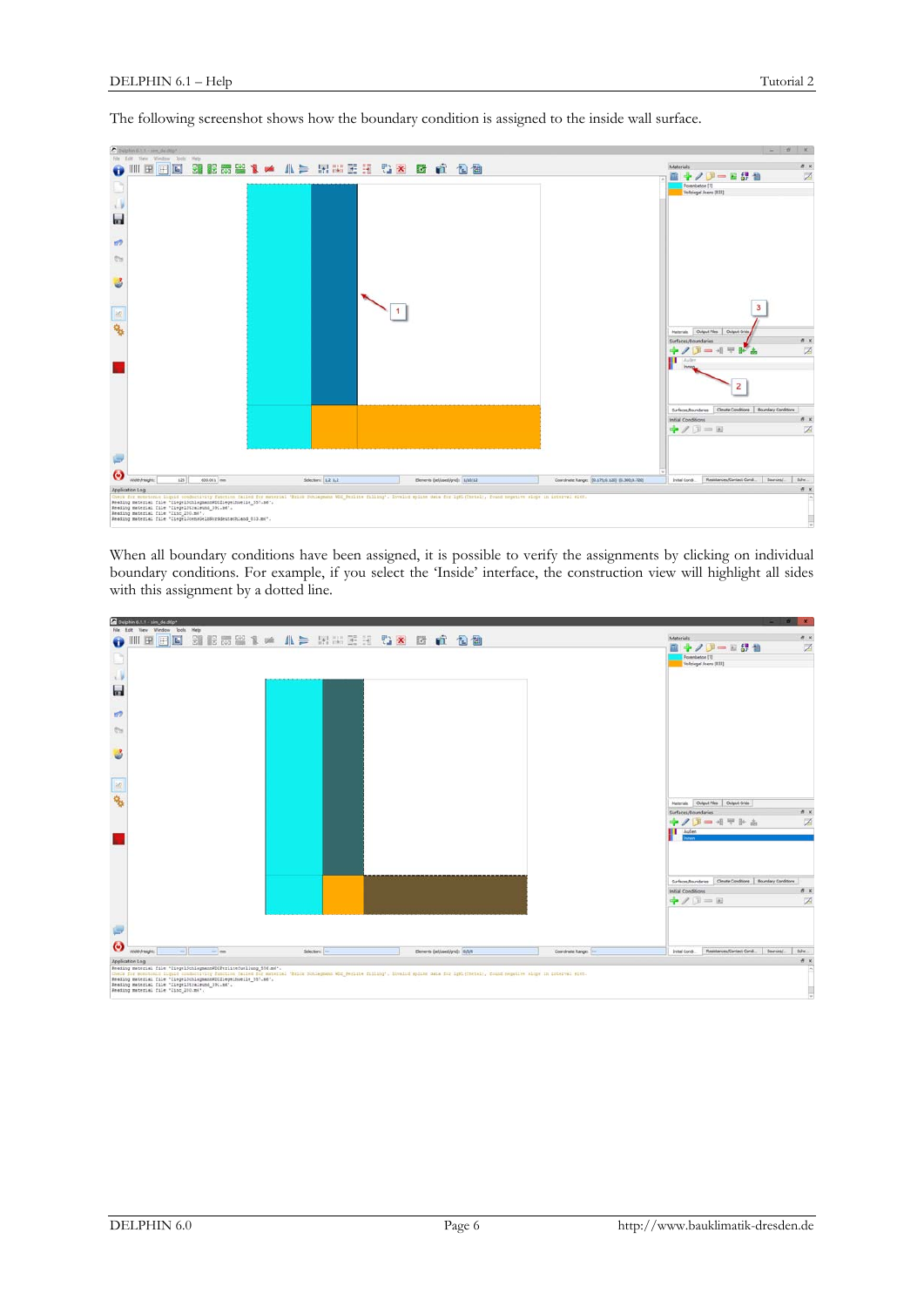The following screenshot shows how the boundary condition is assigned to the inside wall surface.

When all boundary conditions have been assigned, it is possible to verify the assignments by clicking on individual boundary conditions. For example, if you select the 'Inside' interface, the construction view will highlight all sides with this assignment by a dotted line.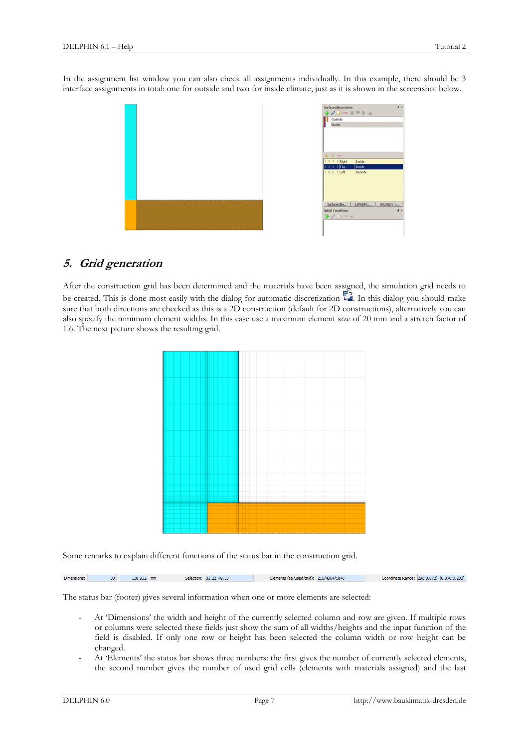In the assignment list window you can also check all assignments individually. In this example, there should be 3 interface assignments in total: one for outside and two for inside climate, just as it is shown in the screenshot below.

## 5. *Grid generation*

After the construction grid has been determined and the materials have been assigned, the simulation grid needs to be created. This is done most easily with the dialog for automatic discretization. In this dialog you should make sure that both directions are checked as this is a 2D construction (default for 2D constructions), alternatively you can also specify the minimum element widths. In this case use a maximum element size of 20 mm and a stretch factor of 1.6. The next picture shows the resulting grid.

Some remarks to explain different functions of the status bar in the construction grid.

The status bar (footer) gives several information when one or more elements are selected:

- At 'Dimensions' the width and height of the currently selected column and row are given. If multiple rows or columns were selected these fields just show the sum of all widths/heights and the input function of the field is disabled. If only one row or height has been selected the column width or row height can be changed.
- At 'Elements' the status bar shows three numbers: the first gives the number of currently selected elements, the second number gives the number of used grid cells (elements with materials assigned) and the last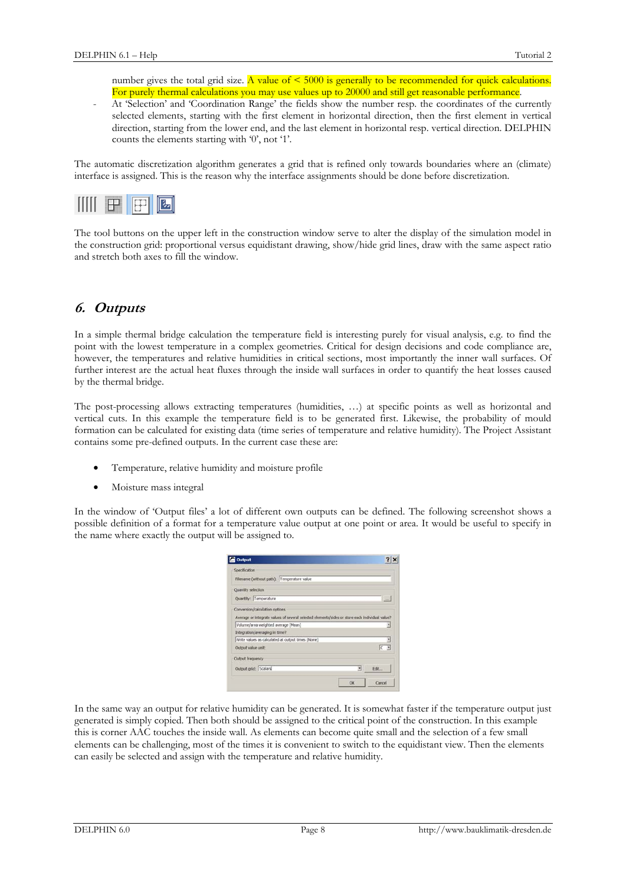number gives the total grid size. A value of < 5000 is generally to be recommended for quick calculations. For purely thermal calculations you may use values up to 20000 and still get reasonable performance.

- At 'Selection' and 'Coordination Range' the fields show the number resp. the coordinates of the currently selected elements, starting with the first element in horizontal direction, then the first element in vertical direction, starting from the lower end, and the last element in horizontal resp. vertical direction. DELPHIN counts the elements starting with '0', not '1'.

The automatic discretization algorithm generates a grid that is refined only towards boundaries where an (climate) interface is assigned. This is the reason why the interface assignments should be done before discretization.

The tool buttons on the upper left in the construction window serve to alter the display of the simulation model in the construction grid: proportional versus equidistant drawing, show/hide grid lines, draw with the same aspect ratio and stretch both axes to fill the window.

## 6. Outputs

In a simple thermal bridge calculation the temperature field is interesting purely for visual analysis, e.g. to find the point with the lowest temperature in a complex geometries. Critical for design decisions and code compliance are, however, the temperatures and relative humidities in critical sections, most importantly the inner wall surfaces. Of further interest are the actual heat fluxes through the inside wall surfaces in order to quantify the heat losses caused by the thermal bridge.

The post-processing allows extracting temperatures (humidities, …) at specific points as well as horizontal and vertical cuts. In this example the temperature field is to be generated first. Likewise, the probability of mould formation can be calculated for existing data (time series of temperature and relative humidity). The Project Assistant contains some pre-defined outputs. In the current case these are:

- Temperature, relative humidity and moisture profile
- Moisture mass integral

In the window of 'Output files' a lot of different own outputs can be defined. The following screenshot shows a possible definition of a format for a temperature value output at one point or area. It would be useful to specify in the name where exactly the output will be assigned to.

In the same way an output for relative humidity can be generated. It is somewhat faster if the temperature output just generated is simply copied. Then both should be assigned to the critical point of the construction. In this example this is corner AAC touches the inside wall. As elements can become quite small and the selection of a few small elements can be challenging, most of the times it is convenient to switch to the equidistant view. Then the elements can easily be selected and assign with the temperature and relative humidity.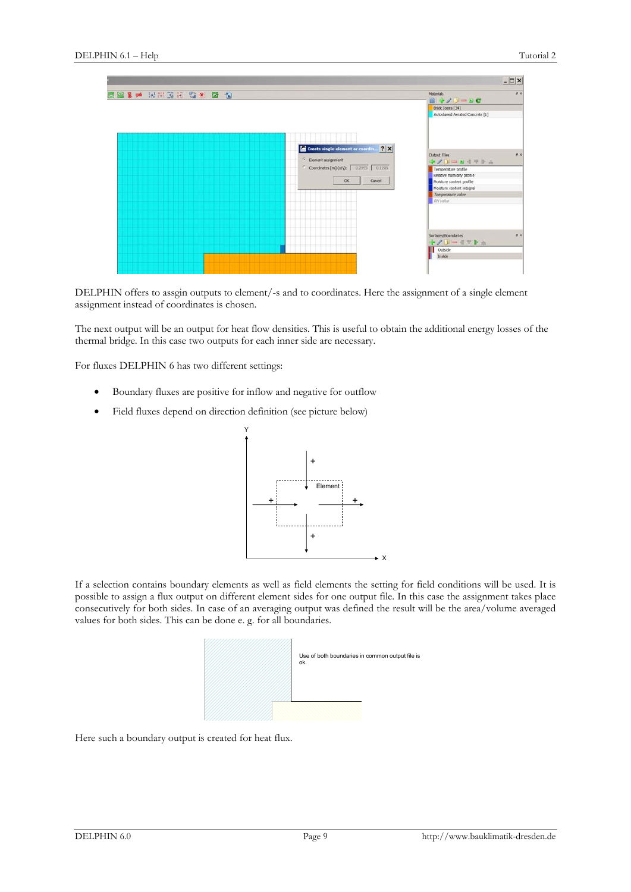DELPHIN offers to assgin outputs to element/-s and to coordinates. Here the assignment of a single element assignment instead of coordinates is chosen.

The next output will be an output for heat flow densities. This is useful to obtain the additional energy losses of the thermal bridge. In this case two outputs for each inner side are necessary.

For fluxes DELPHIN 6 has two different settings:

- Boundary fluxes are positive for inflow and negative for outflow
- Field fluxes depend on direction definition (see picture below)

If a selection contains boundary elements as well as field elements the setting for field conditions will be used. It is possible to assign a flux output on different element sides for one output file. In this case the assignment takes place consecutively for both sides. In case of an averaging output was defined the result will be the area/volume averaged values for both sides. This can be done e. g. for all boundaries.

Here such a boundary output is created for heat flux.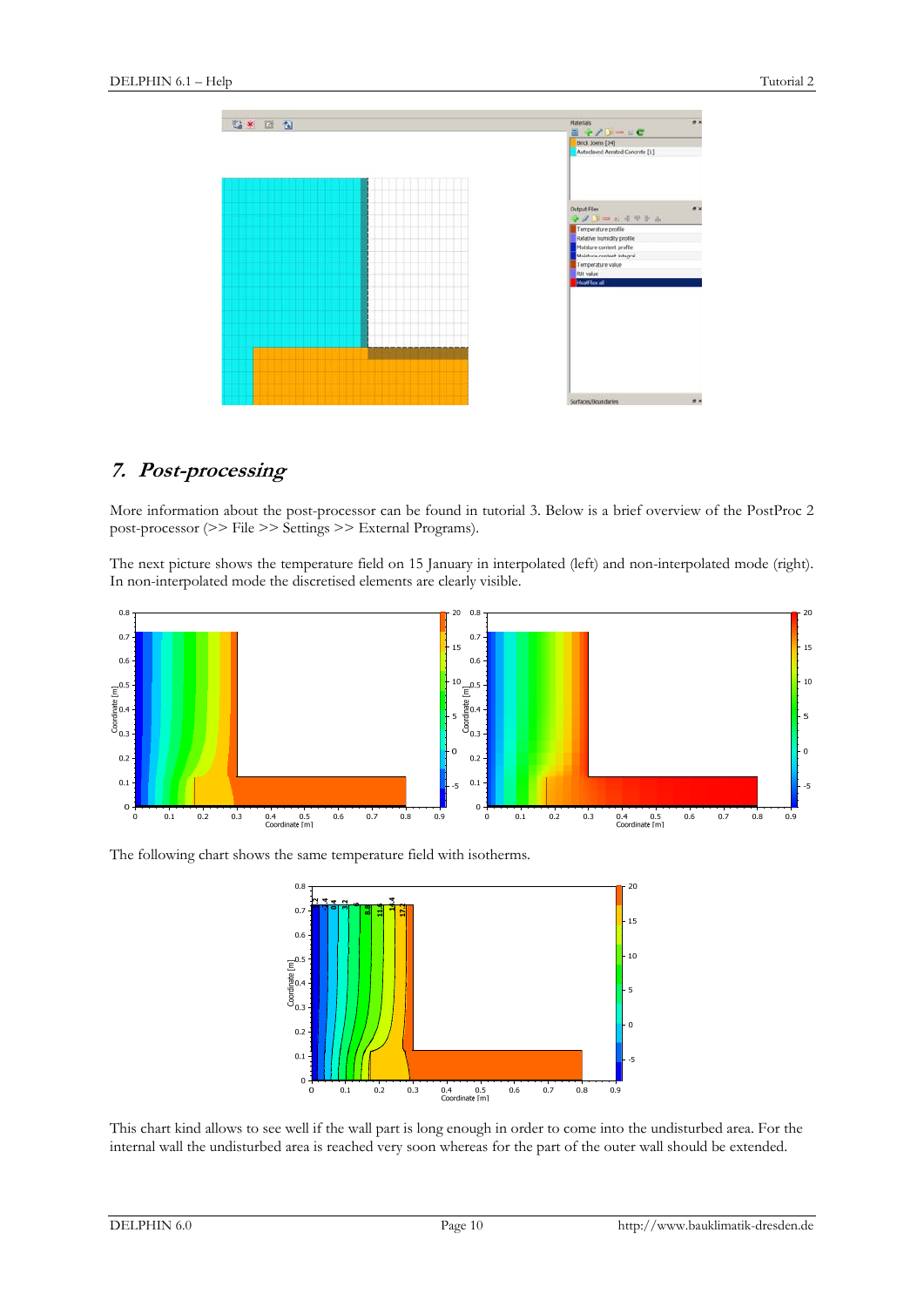## 7. *Post-processing*

More information about the post-processor can be found in tutorial 3. Below is a brief overview of the PostProc 2 post-processor (>> File >> Settings >> External Programs).

The next picture shows the temperature field on 15 January in interpolated (left) and non-interpolated mode (right). In non-interpolated mode the discretised elements are clearly visible.

The following chart shows the same temperature field with isotherms.

This chart kind allows to see well if the wall part is long enough in order to come into the undisturbed area. For the internal wall the undisturbed area is reached very soon whereas for the part of the outer wall should be extended.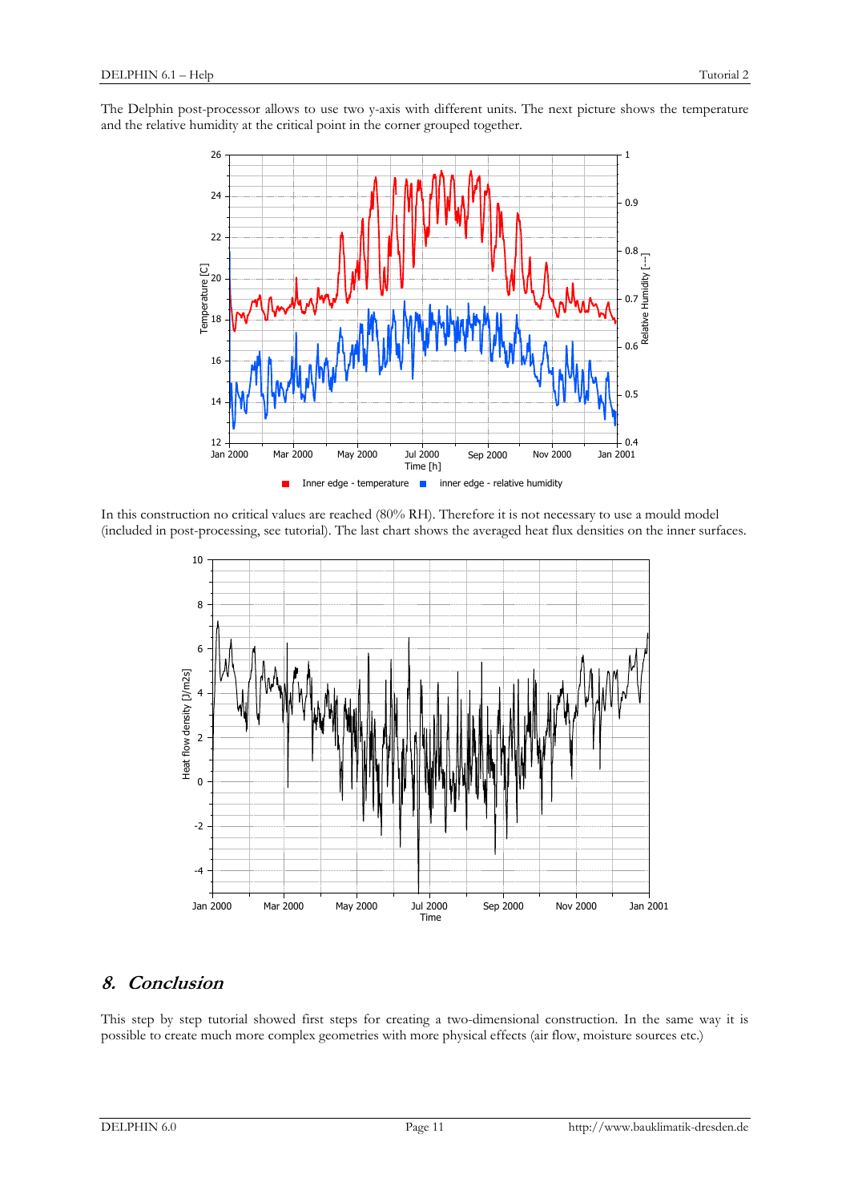The Delphin post-processor allows to use two y-axis with different units. The next picture shows the temperature and the relative humidity at the critical point in the corner grouped together.

In this construction no critical values are reached (80% RH). Therefore it is not necessary to use a mould model (included in post-processing, see tutorial). The last chart shows the averaged heat flux densities on the inner surfaces.

## 8. Conclusion

This step by step tutorial showed first steps for creating a two-dimensional construction. In the same way it is possible to create much more complex geometries with more physical effects (air flow, moisture sources etc.)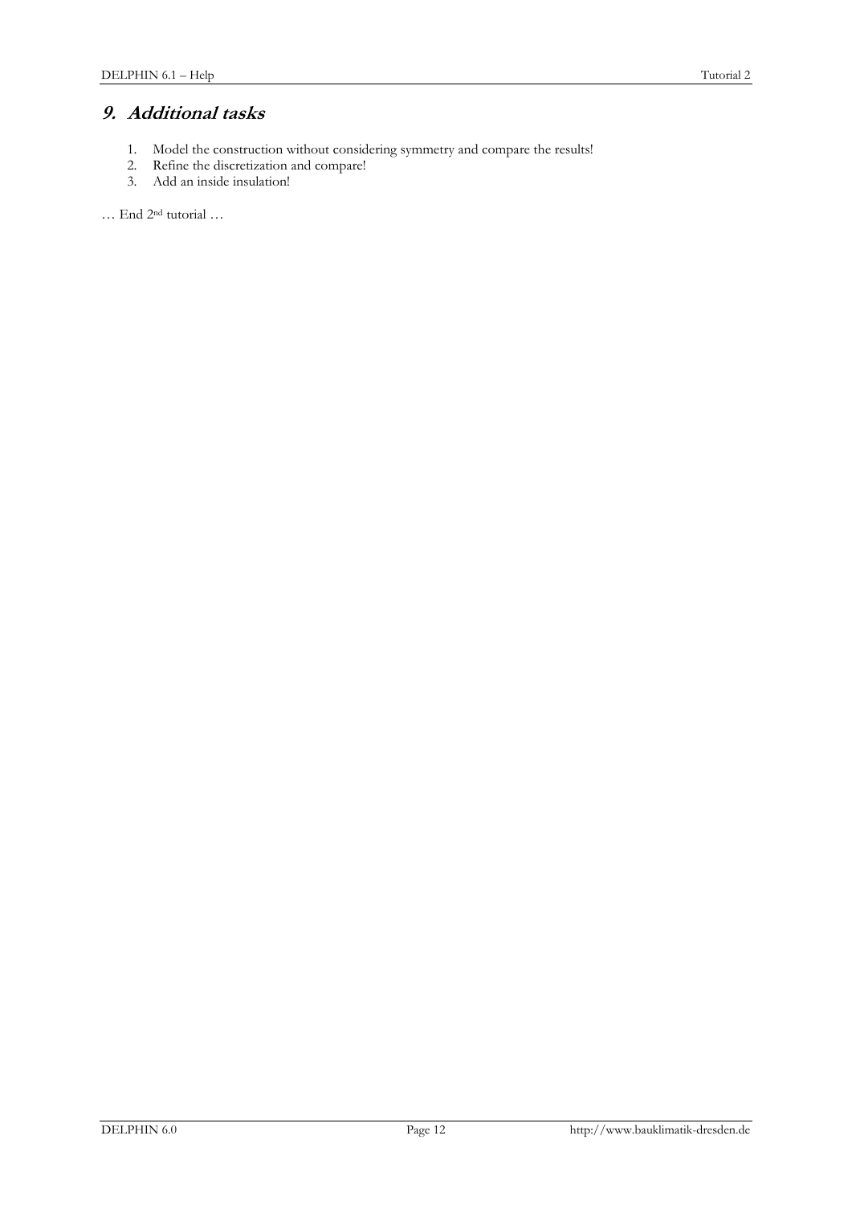# 9. Additional tasks

1. Model the construction without considering symmetry and compare the results!
2. Refine the discretization and compare!
3. Add an inside insulation!

… End 2nd tutorial …